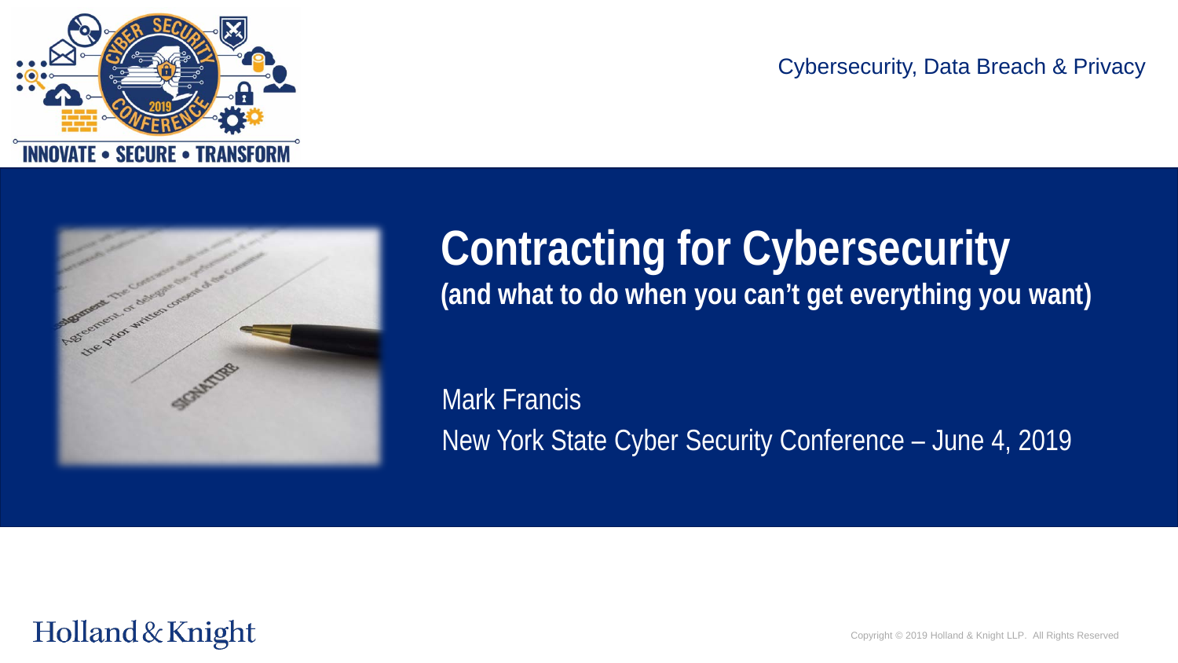Cybersecurity, Data Breach & Privacy

# Contracting for Cybersecurity

## (and what to do when you can't get everything you want)

Mark Francis

New York State Cyber Security Conference – June 4, 2019

Holland & Knight

Copyright © 2019 Holland & Knight LLP. All Rights Reserved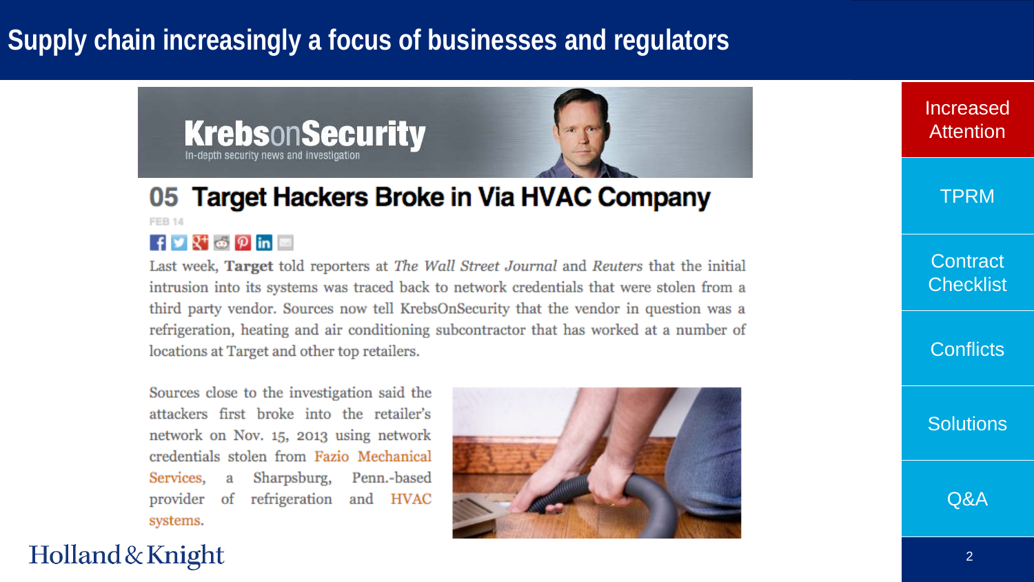# Supply chain increasingly a focus of businesses and regulators

**KrebsonSecurity**
In-depth security news and investigation

## 05 Target Hackers Broke in Via HVAC Company

FEB 14

Last week, **Target** told reporters at *The Wall Street Journal* and *Reuters* that the initial intrusion into its systems was traced back to network credentials that were stolen from a third party vendor. Sources now tell KrebsOnSecurity that the vendor in question was a refrigeration, heating and air conditioning subcontractor that has worked at a number of locations at Target and other top retailers.

Sources close to the investigation said the attackers first broke into the retailer's network on Nov. 15, 2013 using network credentials stolen from Fazio Mechanical Services, a Sharpsburg, Penn.-based provider of refrigeration and HVAC systems.

- Increased Attention
- TPRM
- Contract Checklist
- Conflicts
- Solutions
- Q&A

Holland & Knight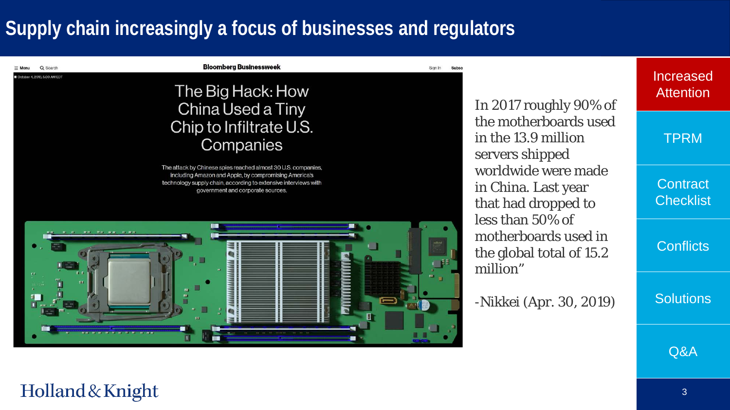# Supply chain increasingly a focus of businesses and regulators

Bloomberg Businessweek

October 4, 2018, 6:00 AM EDT

## The Big Hack: How China Used a Tiny Chip to Infiltrate U.S. Companies

The attack by Chinese spies reached almost 30 U.S. companies, including Amazon and Apple, by compromising America's technology supply chain, according to extensive interviews with government and corporate sources.

In 2017 roughly 90% of the motherboards used in the 13.9 million servers shipped worldwide were made in China. Last year that had dropped to less than 50% of motherboards used in the global total of 15.2 million"

-Nikkei (Apr. 30, 2019)

- **Increased Attention**
- TPRM
- Contract Checklist
- Conflicts
- Solutions
- Q&A

Holland & Knight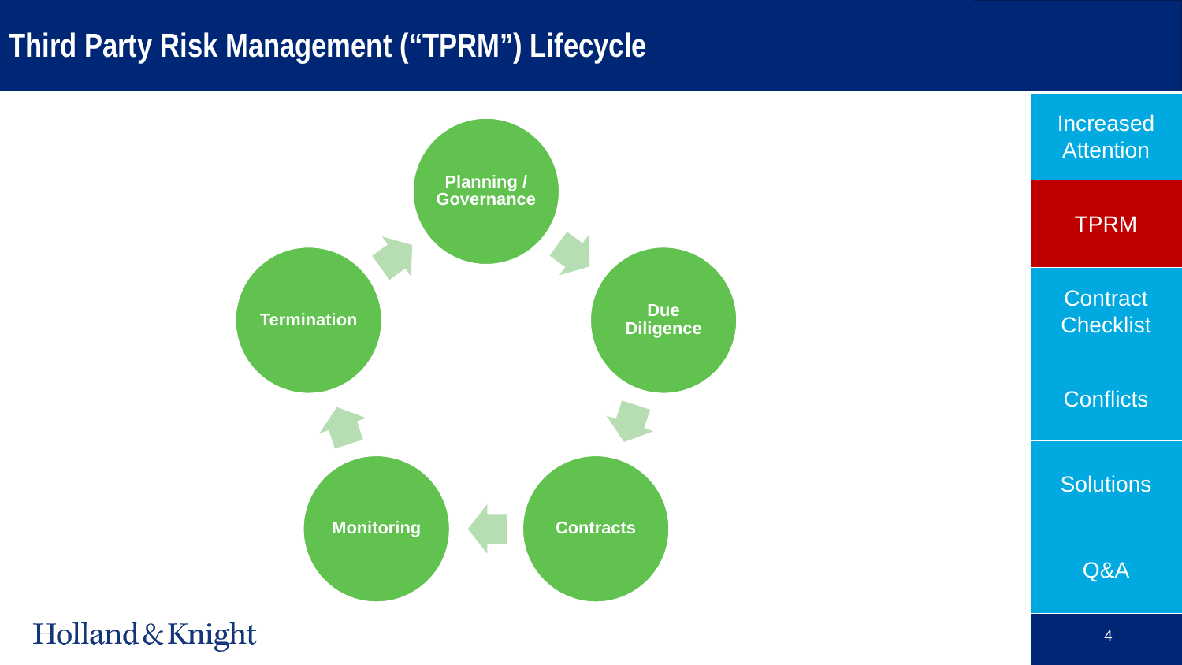# Third Party Risk Management ("TPRM") Lifecycle

Planning / Governance → Due Diligence → Contracts → Monitoring → Termination

- Increased Attention
- TPRM
- Contract Checklist
- Conflicts
- Solutions
- Q&A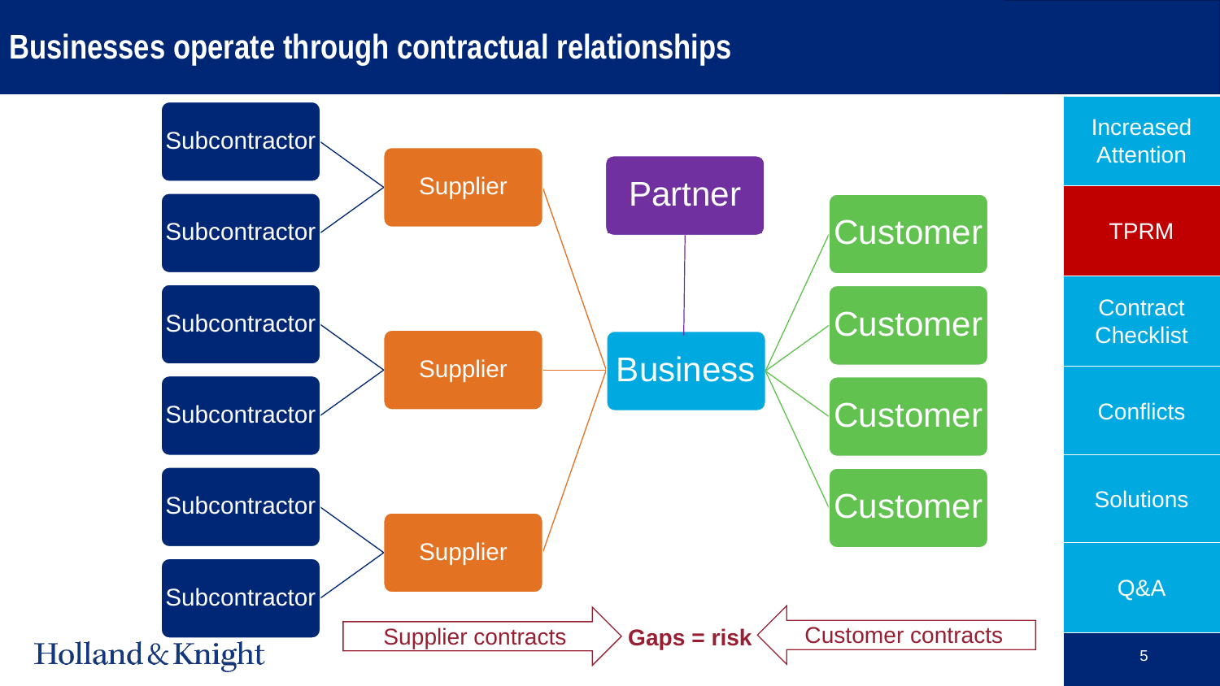# Businesses operate through contractual relationships

- Subcontractor
- Subcontractor
- Supplier
- Subcontractor
- Subcontractor
- Supplier
- Subcontractor
- Subcontractor
- Supplier
- Partner
- Business
- Customer
- Customer
- Customer
- Customer

Supplier contracts → **Gaps = risk** ← Customer contracts

- Increased Attention
- TPRM
- Contract Checklist
- Conflicts
- Solutions
- Q&A

Holland & Knight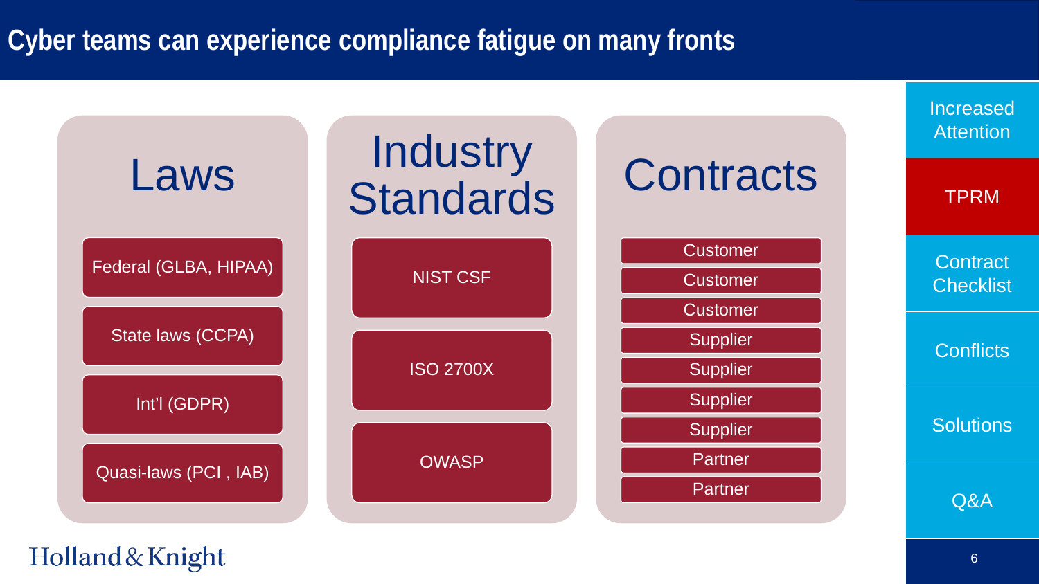# Cyber teams can experience compliance fatigue on many fronts

## Laws

- Federal (GLBA, HIPAA)
- State laws (CCPA)
- Int'l (GDPR)
- Quasi-laws (PCI , IAB)

## Industry Standards

- NIST CSF
- ISO 2700X
- OWASP

## Contracts

- Customer
- Customer
- Customer
- Supplier
- Supplier
- Supplier
- Supplier
- Partner
- Partner

---

- Increased Attention
- **TPRM**
- Contract Checklist
- Conflicts
- Solutions
- Q&A

Holland & Knight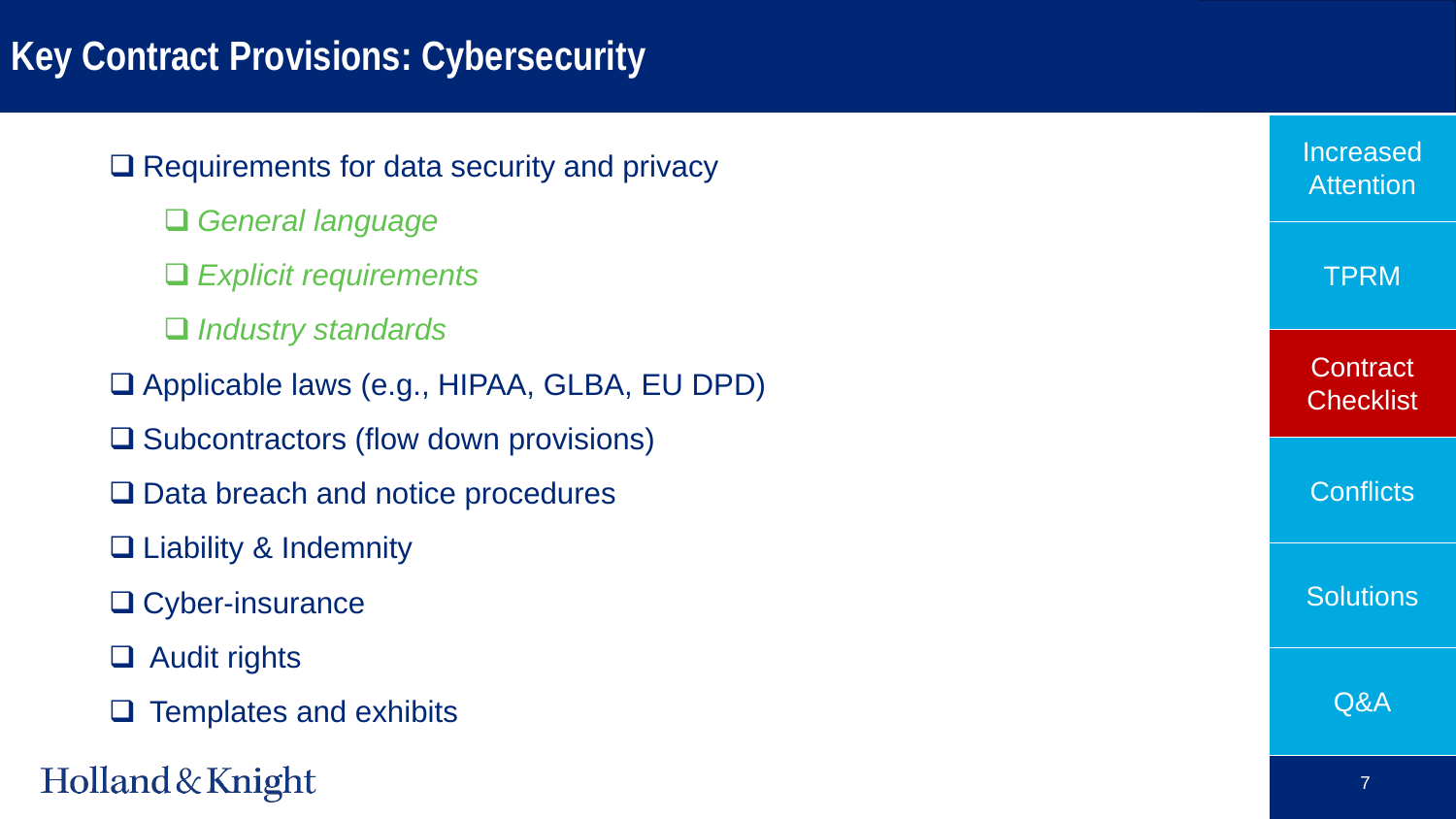# Key Contract Provisions: Cybersecurity

- Requirements for data security and privacy
  - *General language*
  - *Explicit requirements*
  - *Industry standards*
- Applicable laws (e.g., HIPAA, GLBA, EU DPD)
- Subcontractors (flow down provisions)
- Data breach and notice procedures
- Liability & Indemnity
- Cyber-insurance
- Audit rights
- Templates and exhibits

Increased Attention | TPRM | Contract Checklist | Conflicts | Solutions | Q&A

Holland & Knight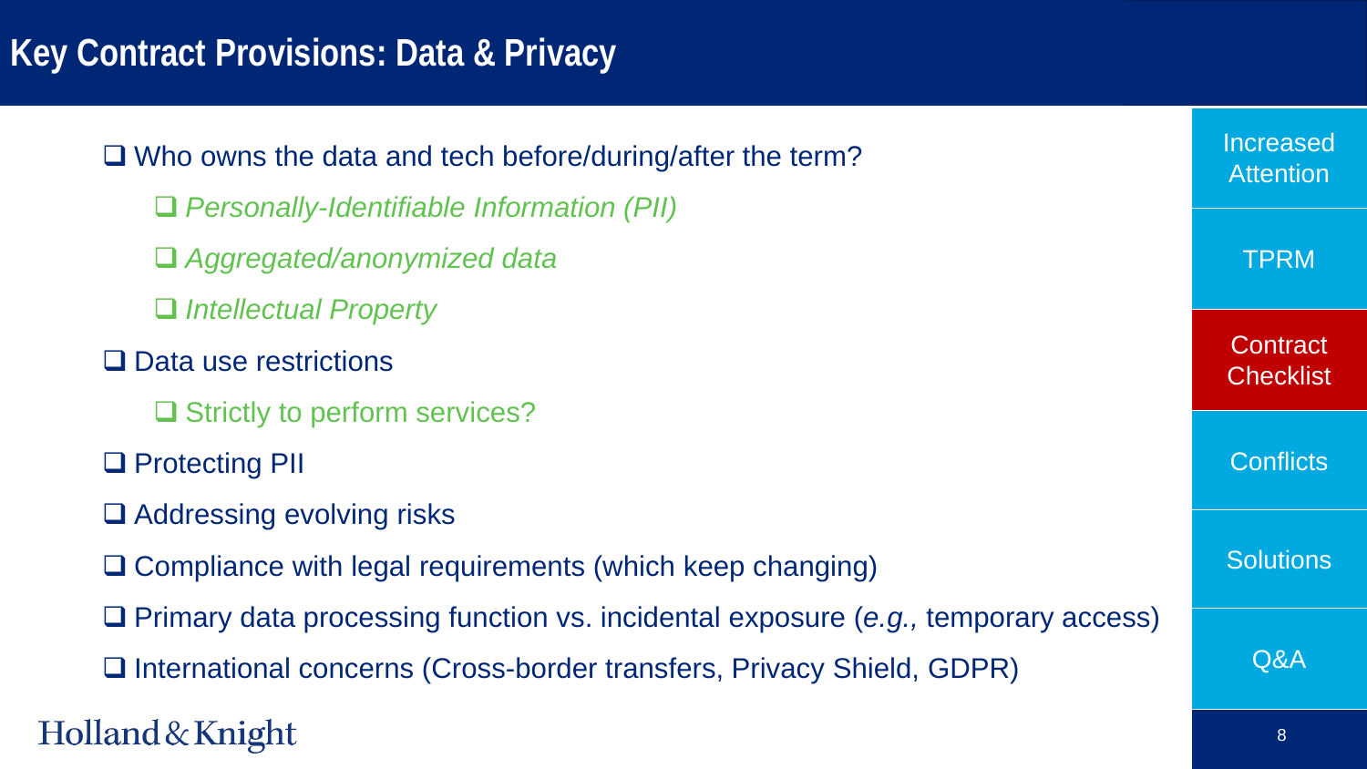# Key Contract Provisions: Data & Privacy

- Who owns the data and tech before/during/after the term?
  - *Personally-Identifiable Information (PII)*
  - *Aggregated/anonymized data*
  - *Intellectual Property*
- Data use restrictions
  - Strictly to perform services?
- Protecting PII
- Addressing evolving risks
- Compliance with legal requirements (which keep changing)
- Primary data processing function vs. incidental exposure (*e.g.,* temporary access)
- International concerns (Cross-border transfers, Privacy Shield, GDPR)

Increased Attention

TPRM

Contract Checklist

Conflicts

Solutions

Q&A

Holland & Knight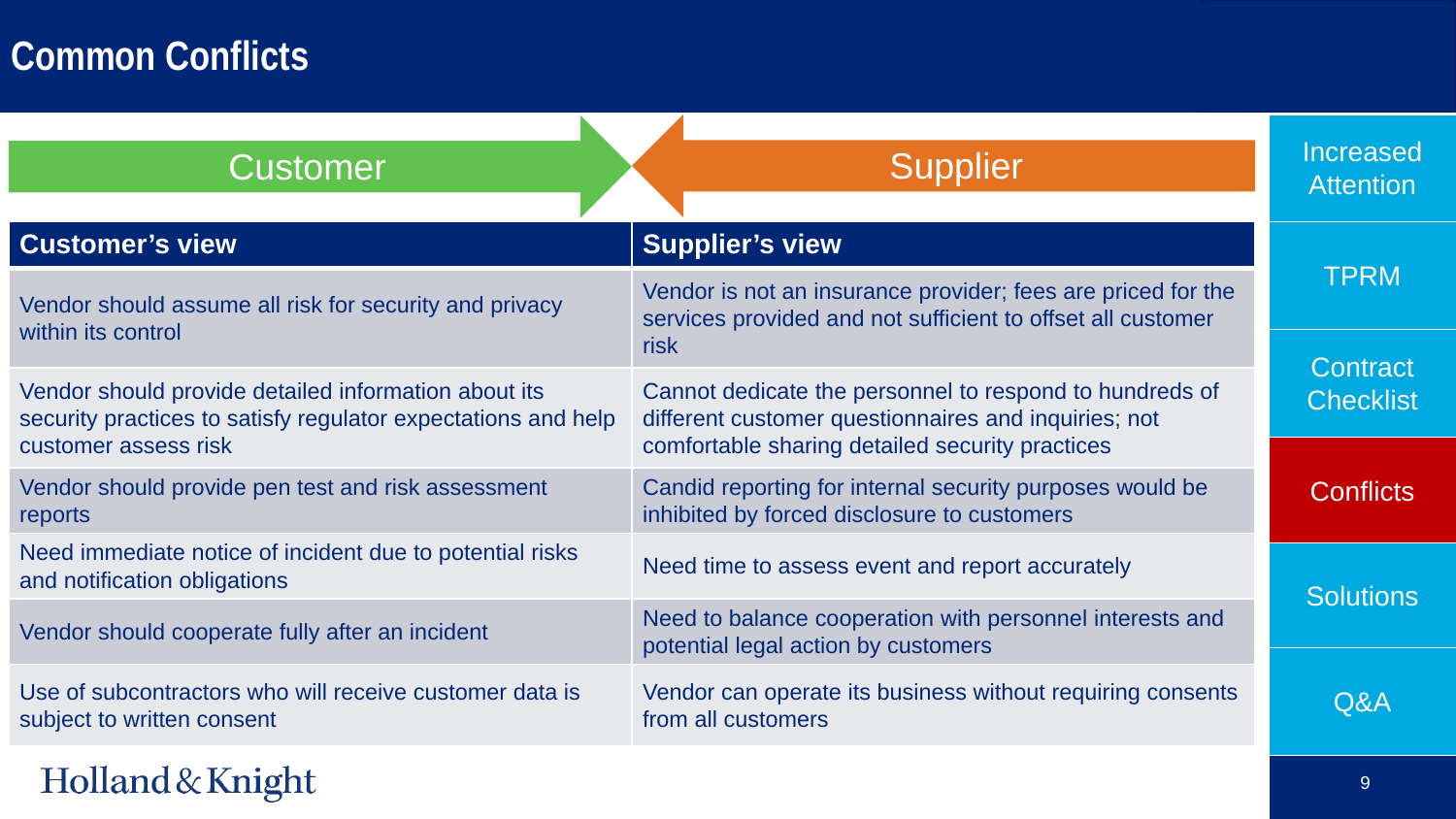# Common Conflicts

Customer → ← Supplier

| Customer's view | Supplier's view |
| --- | --- |
| Vendor should assume all risk for security and privacy within its control | Vendor is not an insurance provider; fees are priced for the services provided and not sufficient to offset all customer risk |
| Vendor should provide detailed information about its security practices to satisfy regulator expectations and help customer assess risk | Cannot dedicate the personnel to respond to hundreds of different customer questionnaires and inquiries; not comfortable sharing detailed security practices |
| Vendor should provide pen test and risk assessment reports | Candid reporting for internal security purposes would be inhibited by forced disclosure to customers |
| Need immediate notice of incident due to potential risks and notification obligations | Need time to assess event and report accurately |
| Vendor should cooperate fully after an incident | Need to balance cooperation with personnel interests and potential legal action by customers |
| Use of subcontractors who will receive customer data is subject to written consent | Vendor can operate its business without requiring consents from all customers |

- Increased Attention
- TPRM
- Contract Checklist
- Conflicts
- Solutions
- Q&A

Holland & Knight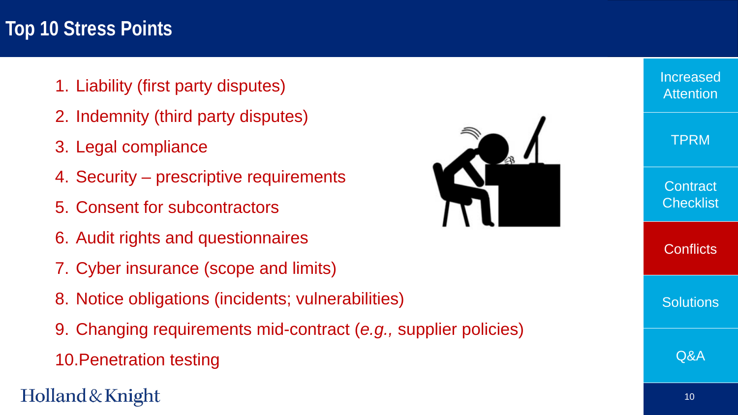# Top 10 Stress Points

1. Liability (first party disputes)
2. Indemnity (third party disputes)
3. Legal compliance
4. Security – prescriptive requirements
5. Consent for subcontractors
6. Audit rights and questionnaires
7. Cyber insurance (scope and limits)
8. Notice obligations (incidents; vulnerabilities)
9. Changing requirements mid-contract (*e.g.,* supplier policies)
10. Penetration testing

- Increased Attention
- TPRM
- Contract Checklist
- Conflicts
- Solutions
- Q&A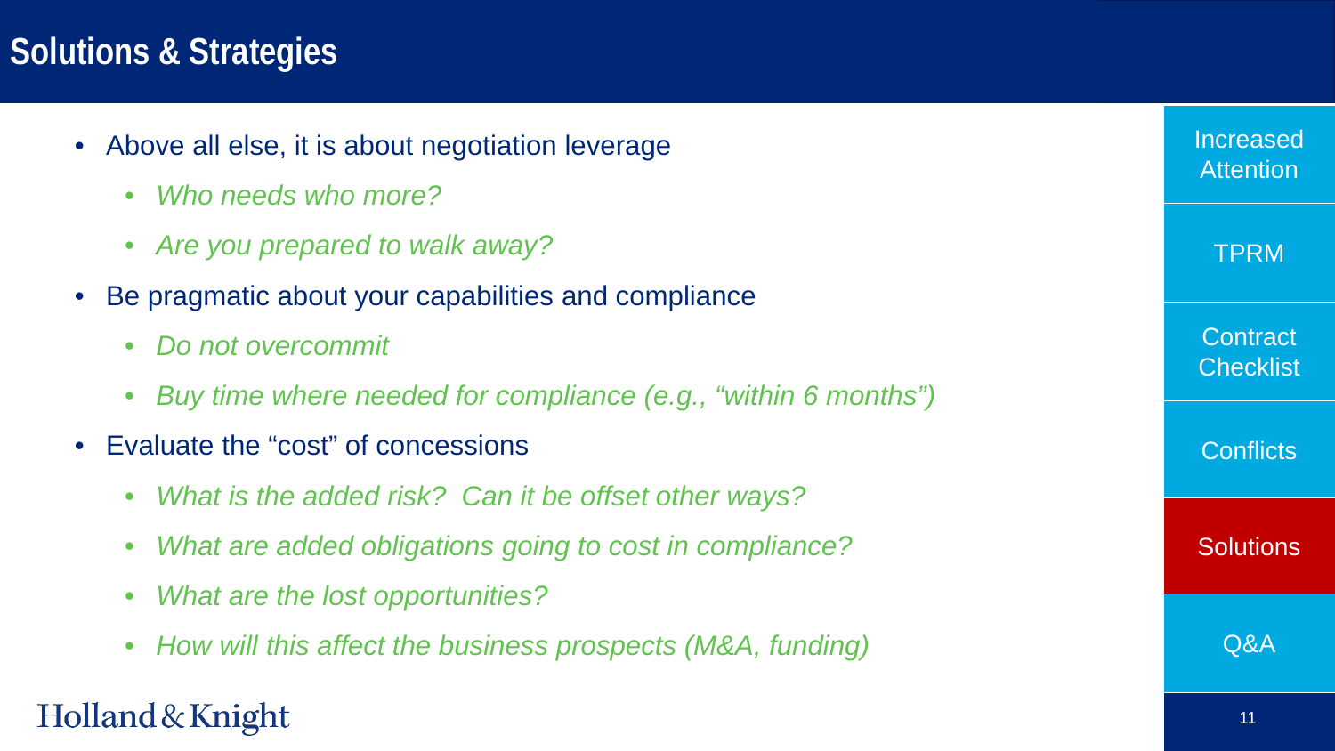# Solutions & Strategies

- Above all else, it is about negotiation leverage
  - *Who needs who more?*
  - *Are you prepared to walk away?*
- Be pragmatic about your capabilities and compliance
  - *Do not overcommit*
  - *Buy time where needed for compliance (e.g., "within 6 months")*
- Evaluate the "cost" of concessions
  - *What is the added risk? Can it be offset other ways?*
  - *What are added obligations going to cost in compliance?*
  - *What are the lost opportunities?*
  - *How will this affect the business prospects (M&A, funding)*

Increased Attention | TPRM | Contract Checklist | Conflicts | Solutions | Q&A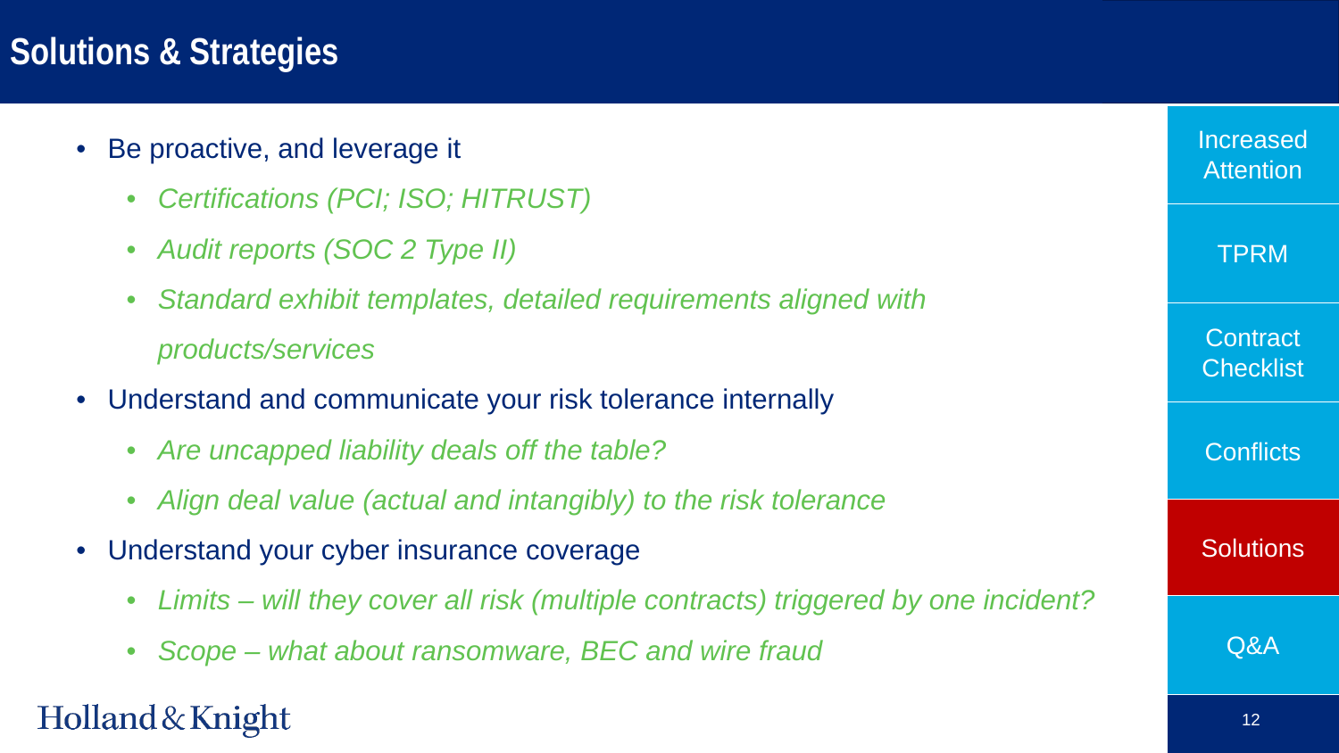# Solutions & Strategies

- Be proactive, and leverage it
  - *Certifications (PCI; ISO; HITRUST)*
  - *Audit reports (SOC 2 Type II)*
  - *Standard exhibit templates, detailed requirements aligned with products/services*
- Understand and communicate your risk tolerance internally
  - *Are uncapped liability deals off the table?*
  - *Align deal value (actual and intangibly) to the risk tolerance*
- Understand your cyber insurance coverage
  - *Limits – will they cover all risk (multiple contracts) triggered by one incident?*
  - *Scope – what about ransomware, BEC and wire fraud*

Increased Attention | TPRM | Contract Checklist | Conflicts | **Solutions** | Q&A

Holland & Knight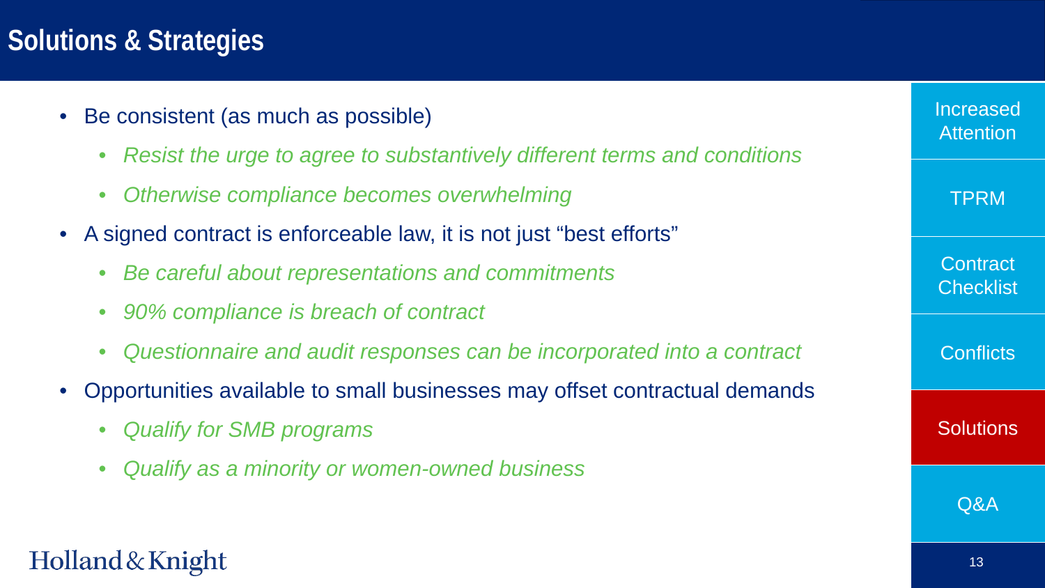# Solutions & Strategies

- Be consistent (as much as possible)
  - *Resist the urge to agree to substantively different terms and conditions*
  - *Otherwise compliance becomes overwhelming*
- A signed contract is enforceable law, it is not just "best efforts"
  - *Be careful about representations and commitments*
  - *90% compliance is breach of contract*
  - *Questionnaire and audit responses can be incorporated into a contract*
- Opportunities available to small businesses may offset contractual demands
  - *Qualify for SMB programs*
  - *Qualify as a minority or women-owned business*

Increased Attention

TPRM

Contract Checklist

Conflicts

Solutions

Q&A

Holland & Knight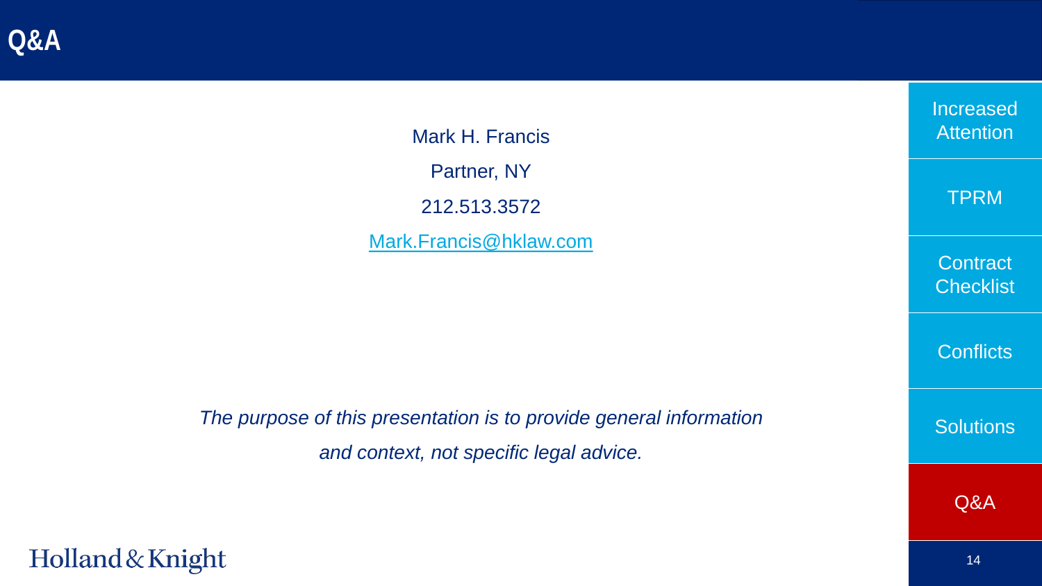# Q&A

Mark H. Francis

Partner, NY

212.513.3572

Mark.Francis@hklaw.com

*The purpose of this presentation is to provide general information and context, not specific legal advice.*

Increased Attention

TPRM

Contract Checklist

Conflicts

Solutions

Q&A

Holland & Knight